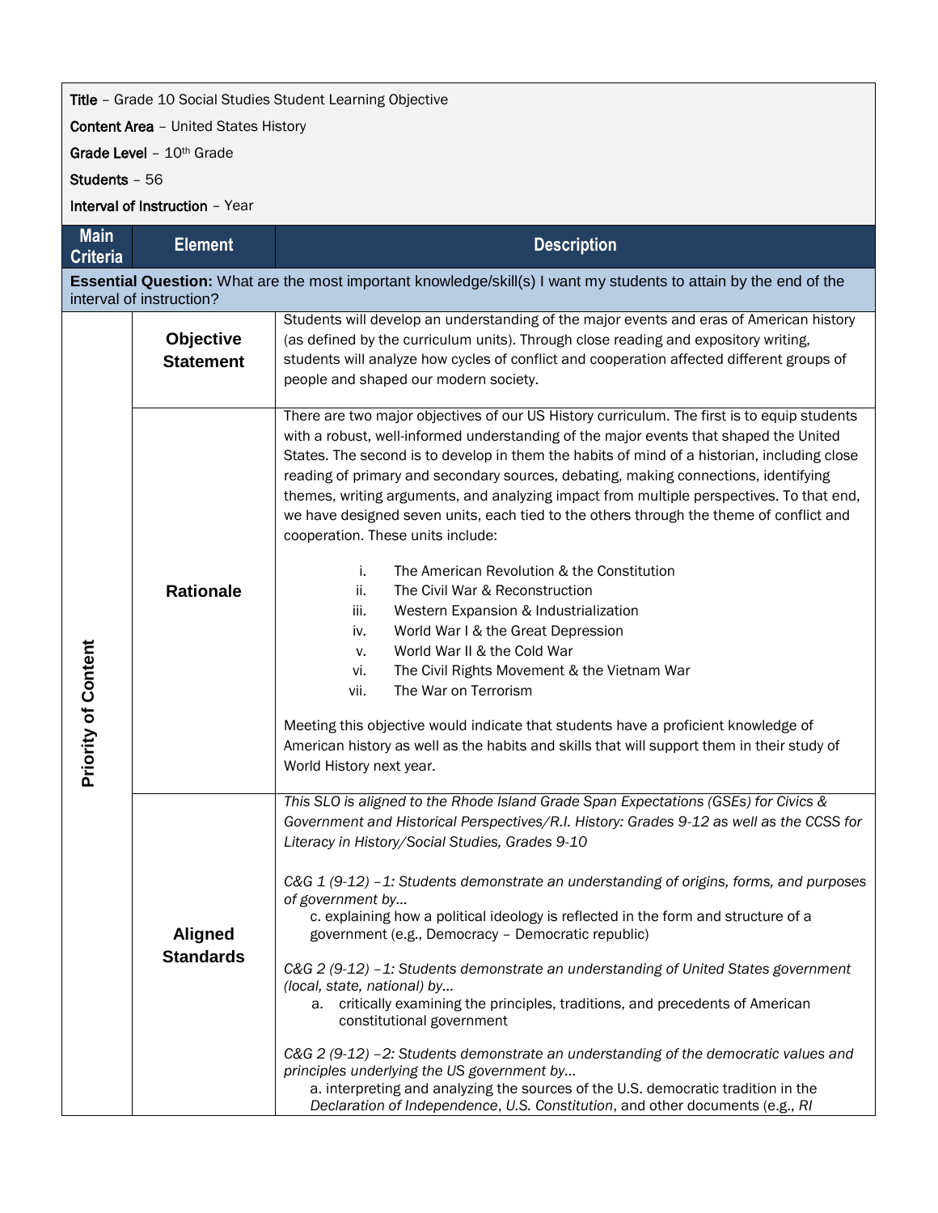**Title** – Grade 10 Social Studies Student Learning Objective

**Content Area** – United States History

**Grade Level** – 10th Grade

**Students** – 56

**Interval of Instruction** – Year

| Main Criteria | Element | Description |
|---|---|---|
| **Essential Question:** What are the most important knowledge/skill(s) I want my students to attain by the end of the interval of instruction? | | |
| **Priority of Content** | **Objective Statement** | Students will develop an understanding of the major events and eras of American history (as defined by the curriculum units). Through close reading and expository writing, students will analyze how cycles of conflict and cooperation affected different groups of people and shaped our modern society. |
| | **Rationale** | There are two major objectives of our US History curriculum. The first is to equip students with a robust, well-informed understanding of the major events that shaped the United States. The second is to develop in them the habits of mind of a historian, including close reading of primary and secondary sources, debating, making connections, identifying themes, writing arguments, and analyzing impact from multiple perspectives. To that end, we have designed seven units, each tied to the others through the theme of conflict and cooperation. These units include:<br><br>i. The American Revolution & the Constitution<br>ii. The Civil War & Reconstruction<br>iii. Western Expansion & Industrialization<br>iv. World War I & the Great Depression<br>v. World War II & the Cold War<br>vi. The Civil Rights Movement & the Vietnam War<br>vii. The War on Terrorism<br><br>Meeting this objective would indicate that students have a proficient knowledge of American history as well as the habits and skills that will support them in their study of World History next year. |
| | **Aligned Standards** | *This SLO is aligned to the Rhode Island Grade Span Expectations (GSEs) for Civics & Government and Historical Perspectives/R.I. History: Grades 9-12 as well as the CCSS for Literacy in History/Social Studies, Grades 9-10*<br><br>*C&G 1 (9-12) –1: Students demonstrate an understanding of origins, forms, and purposes of government by…*<br>c. explaining how a political ideology is reflected in the form and structure of a government (e.g., Democracy – Democratic republic)<br><br>*C&G 2 (9-12) –1: Students demonstrate an understanding of United States government (local, state, national) by…*<br>a. critically examining the principles, traditions, and precedents of American constitutional government<br><br>*C&G 2 (9-12) –2: Students demonstrate an understanding of the democratic values and principles underlying the US government by…*<br>a. interpreting and analyzing the sources of the U.S. democratic tradition in the *Declaration of Independence*, *U.S. Constitution*, and other documents (e.g., *RI* |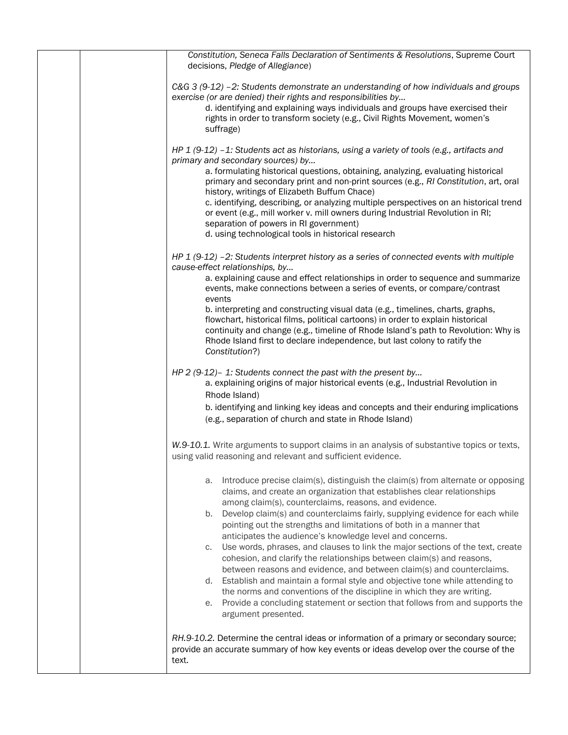| | | *Constitution, Seneca Falls Declaration of Sentiments & Resolutions*, Supreme Court decisions, *Pledge of Allegiance*)<br><br>*C&G 3 (9-12) –2: Students demonstrate an understanding of how individuals and groups exercise (or are denied) their rights and responsibilities by…*<br>d. identifying and explaining ways individuals and groups have exercised their rights in order to transform society (e.g., Civil Rights Movement, women's suffrage)<br><br>*HP 1 (9-12) –1: Students act as historians, using a variety of tools (e.g., artifacts and primary and secondary sources) by…*<br>a. formulating historical questions, obtaining, analyzing, evaluating historical primary and secondary print and non-print sources (e.g., *RI Constitution*, art, oral history, writings of Elizabeth Buffum Chace)<br>c. identifying, describing, or analyzing multiple perspectives on an historical trend or event (e.g., mill worker v. mill owners during Industrial Revolution in RI; separation of powers in RI government)<br>d. using technological tools in historical research<br><br>*HP 1 (9-12) –2: Students interpret history as a series of connected events with multiple cause-effect relationships, by…*<br>a. explaining cause and effect relationships in order to sequence and summarize events, make connections between a series of events, or compare/contrast events<br>b. interpreting and constructing visual data (e.g., timelines, charts, graphs, flowchart, historical films, political cartoons) in order to explain historical continuity and change (e.g., timeline of Rhode Island's path to Revolution: Why is Rhode Island first to declare independence, but last colony to ratify the *Constitution*?)<br><br>*HP 2 (9-12)– 1: Students connect the past with the present by…*<br>a. explaining origins of major historical events (e.g., Industrial Revolution in Rhode Island)<br>b. identifying and linking key ideas and concepts and their enduring implications (e.g., separation of church and state in Rhode Island)<br><br>*W.9-10.1.* Write arguments to support claims in an analysis of substantive topics or texts, using valid reasoning and relevant and sufficient evidence.<br><br>a. Introduce precise claim(s), distinguish the claim(s) from alternate or opposing claims, and create an organization that establishes clear relationships among claim(s), counterclaims, reasons, and evidence.<br>b. Develop claim(s) and counterclaims fairly, supplying evidence for each while pointing out the strengths and limitations of both in a manner that anticipates the audience's knowledge level and concerns.<br>c. Use words, phrases, and clauses to link the major sections of the text, create cohesion, and clarify the relationships between claim(s) and reasons, between reasons and evidence, and between claim(s) and counterclaims.<br>d. Establish and maintain a formal style and objective tone while attending to the norms and conventions of the discipline in which they are writing.<br>e. Provide a concluding statement or section that follows from and supports the argument presented.<br><br>*RH.9-10.2.* Determine the central ideas or information of a primary or secondary source; provide an accurate summary of how key events or ideas develop over the course of the text. |
|---|---|---|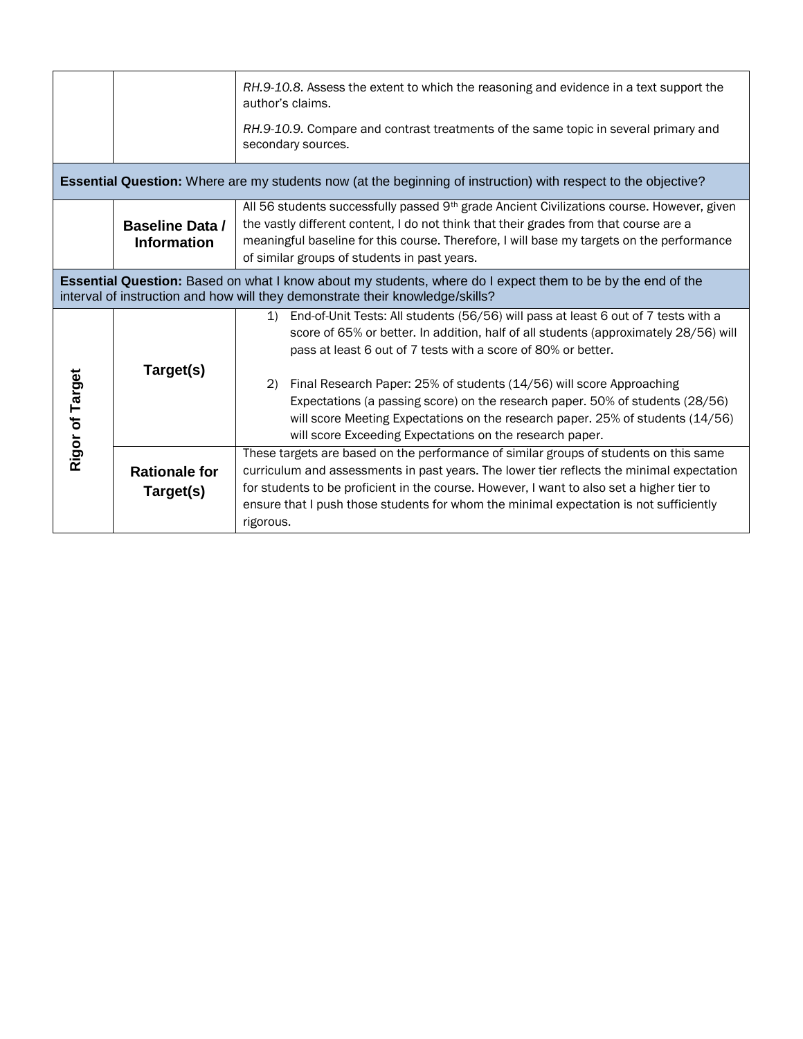| | | |
|---|---|---|
| | | *RH.9-10.8.* Assess the extent to which the reasoning and evidence in a text support the author's claims.<br><br>*RH.9-10.9.* Compare and contrast treatments of the same topic in several primary and secondary sources. |
| **Essential Question:** Where are my students now (at the beginning of instruction) with respect to the objective? | | |
| | **Baseline Data / Information** | All 56 students successfully passed 9th grade Ancient Civilizations course. However, given the vastly different content, I do not think that their grades from that course are a meaningful baseline for this course. Therefore, I will base my targets on the performance of similar groups of students in past years. |
| **Essential Question:** Based on what I know about my students, where do I expect them to be by the end of the interval of instruction and how will they demonstrate their knowledge/skills? | | |
| **Rigor of Target** | **Target(s)** | 1) End-of-Unit Tests: All students (56/56) will pass at least 6 out of 7 tests with a score of 65% or better. In addition, half of all students (approximately 28/56) will pass at least 6 out of 7 tests with a score of 80% or better.<br><br>2) Final Research Paper: 25% of students (14/56) will score Approaching Expectations (a passing score) on the research paper. 50% of students (28/56) will score Meeting Expectations on the research paper. 25% of students (14/56) will score Exceeding Expectations on the research paper. |
| | **Rationale for Target(s)** | These targets are based on the performance of similar groups of students on this same curriculum and assessments in past years. The lower tier reflects the minimal expectation for students to be proficient in the course. However, I want to also set a higher tier to ensure that I push those students for whom the minimal expectation is not sufficiently rigorous. |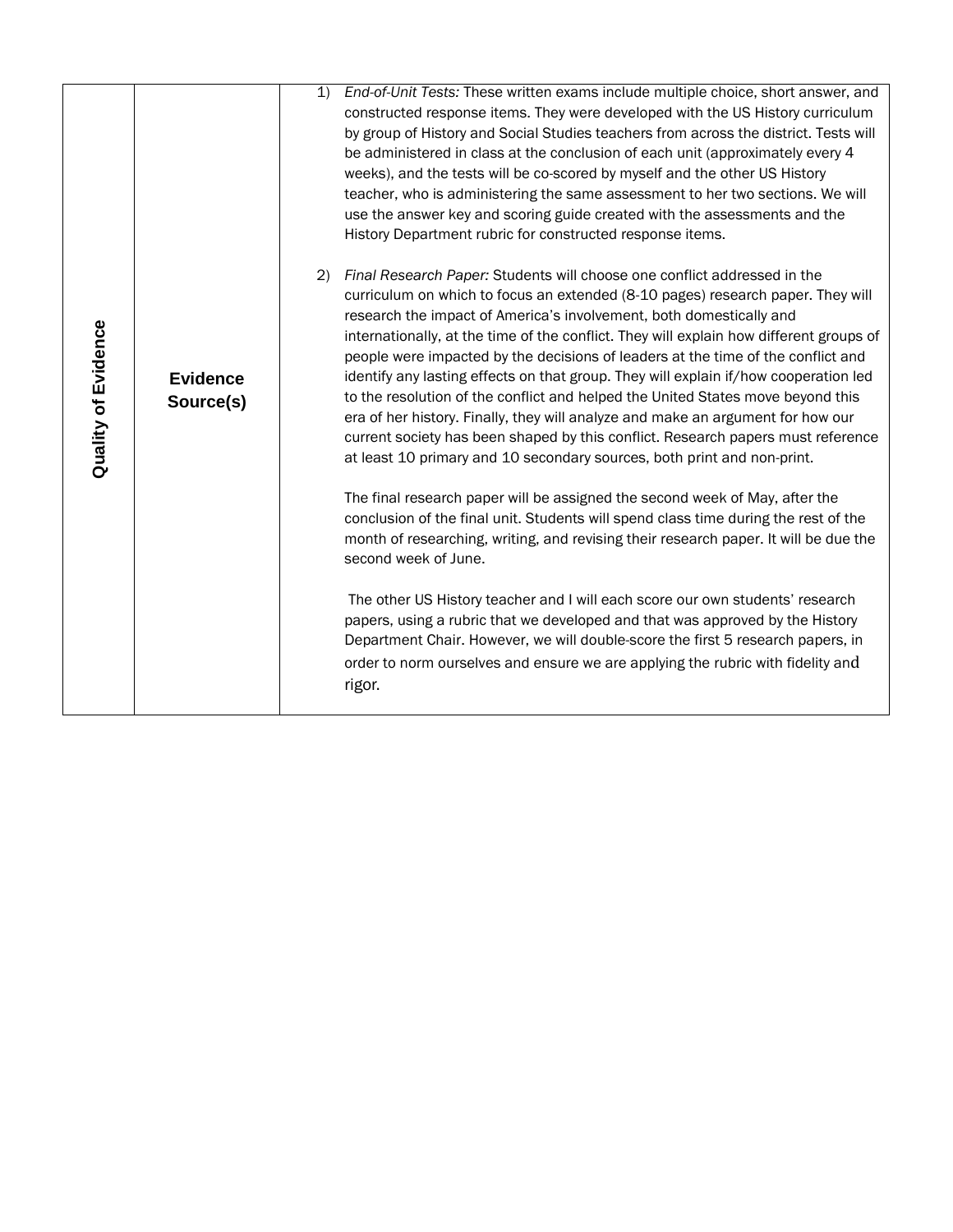| | | |
|---|---|---|
| **Quality of Evidence** | **Evidence Source(s)** | 1) *End-of-Unit Tests:* These written exams include multiple choice, short answer, and constructed response items. They were developed with the US History curriculum by group of History and Social Studies teachers from across the district. Tests will be administered in class at the conclusion of each unit (approximately every 4 weeks), and the tests will be co-scored by myself and the other US History teacher, who is administering the same assessment to her two sections. We will use the answer key and scoring guide created with the assessments and the History Department rubric for constructed response items.<br><br>2) *Final Research Paper:* Students will choose one conflict addressed in the curriculum on which to focus an extended (8-10 pages) research paper. They will research the impact of America's involvement, both domestically and internationally, at the time of the conflict. They will explain how different groups of people were impacted by the decisions of leaders at the time of the conflict and identify any lasting effects on that group. They will explain if/how cooperation led to the resolution of the conflict and helped the United States move beyond this era of her history. Finally, they will analyze and make an argument for how our current society has been shaped by this conflict. Research papers must reference at least 10 primary and 10 secondary sources, both print and non-print.<br><br>The final research paper will be assigned the second week of May, after the conclusion of the final unit. Students will spend class time during the rest of the month of researching, writing, and revising their research paper. It will be due the second week of June.<br><br>The other US History teacher and I will each score our own students' research papers, using a rubric that we developed and that was approved by the History Department Chair. However, we will double-score the first 5 research papers, in order to norm ourselves and ensure we are applying the rubric with fidelity and rigor. |